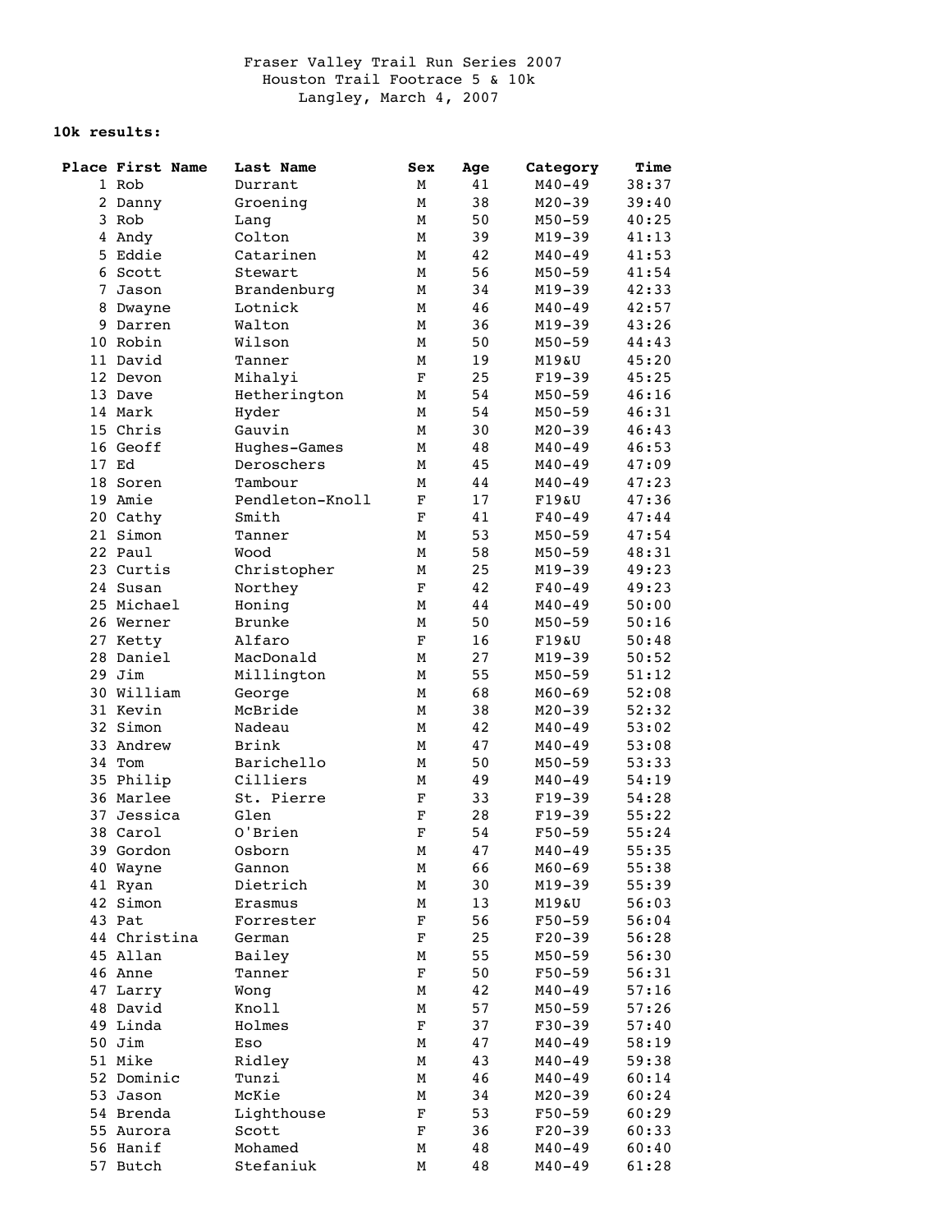Fraser Valley Trail Run Series 2007
Houston Trail Footrace 5 & 10k
Langley, March 4, 2007

**10k results:**

| Place | First Name | Last Name | Sex | Age | Category | Time |
|---|---|---|---|---|---|---|
| 1 | Rob | Durrant | M | 41 | M40-49 | 38:37 |
| 2 | Danny | Groening | M | 38 | M20-39 | 39:40 |
| 3 | Rob | Lang | M | 50 | M50-59 | 40:25 |
| 4 | Andy | Colton | M | 39 | M19-39 | 41:13 |
| 5 | Eddie | Catarinen | M | 42 | M40-49 | 41:53 |
| 6 | Scott | Stewart | M | 56 | M50-59 | 41:54 |
| 7 | Jason | Brandenburg | M | 34 | M19-39 | 42:33 |
| 8 | Dwayne | Lotnick | M | 46 | M40-49 | 42:57 |
| 9 | Darren | Walton | M | 36 | M19-39 | 43:26 |
| 10 | Robin | Wilson | M | 50 | M50-59 | 44:43 |
| 11 | David | Tanner | M | 19 | M19&U | 45:20 |
| 12 | Devon | Mihalyi | F | 25 | F19-39 | 45:25 |
| 13 | Dave | Hetherington | M | 54 | M50-59 | 46:16 |
| 14 | Mark | Hyder | M | 54 | M50-59 | 46:31 |
| 15 | Chris | Gauvin | M | 30 | M20-39 | 46:43 |
| 16 | Geoff | Hughes-Games | M | 48 | M40-49 | 46:53 |
| 17 | Ed | Deroschers | M | 45 | M40-49 | 47:09 |
| 18 | Soren | Tambour | M | 44 | M40-49 | 47:23 |
| 19 | Amie | Pendleton-Knoll | F | 17 | F19&U | 47:36 |
| 20 | Cathy | Smith | F | 41 | F40-49 | 47:44 |
| 21 | Simon | Tanner | M | 53 | M50-59 | 47:54 |
| 22 | Paul | Wood | M | 58 | M50-59 | 48:31 |
| 23 | Curtis | Christopher | M | 25 | M19-39 | 49:23 |
| 24 | Susan | Northey | F | 42 | F40-49 | 49:23 |
| 25 | Michael | Honing | M | 44 | M40-49 | 50:00 |
| 26 | Werner | Brunke | M | 50 | M50-59 | 50:16 |
| 27 | Ketty | Alfaro | F | 16 | F19&U | 50:48 |
| 28 | Daniel | MacDonald | M | 27 | M19-39 | 50:52 |
| 29 | Jim | Millington | M | 55 | M50-59 | 51:12 |
| 30 | William | George | M | 68 | M60-69 | 52:08 |
| 31 | Kevin | McBride | M | 38 | M20-39 | 52:32 |
| 32 | Simon | Nadeau | M | 42 | M40-49 | 53:02 |
| 33 | Andrew | Brink | M | 47 | M40-49 | 53:08 |
| 34 | Tom | Barichello | M | 50 | M50-59 | 53:33 |
| 35 | Philip | Cilliers | M | 49 | M40-49 | 54:19 |
| 36 | Marlee | St. Pierre | F | 33 | F19-39 | 54:28 |
| 37 | Jessica | Glen | F | 28 | F19-39 | 55:22 |
| 38 | Carol | O'Brien | F | 54 | F50-59 | 55:24 |
| 39 | Gordon | Osborn | M | 47 | M40-49 | 55:35 |
| 40 | Wayne | Gannon | M | 66 | M60-69 | 55:38 |
| 41 | Ryan | Dietrich | M | 30 | M19-39 | 55:39 |
| 42 | Simon | Erasmus | M | 13 | M19&U | 56:03 |
| 43 | Pat | Forrester | F | 56 | F50-59 | 56:04 |
| 44 | Christina | German | F | 25 | F20-39 | 56:28 |
| 45 | Allan | Bailey | M | 55 | M50-59 | 56:30 |
| 46 | Anne | Tanner | F | 50 | F50-59 | 56:31 |
| 47 | Larry | Wong | M | 42 | M40-49 | 57:16 |
| 48 | David | Knoll | M | 57 | M50-59 | 57:26 |
| 49 | Linda | Holmes | F | 37 | F30-39 | 57:40 |
| 50 | Jim | Eso | M | 47 | M40-49 | 58:19 |
| 51 | Mike | Ridley | M | 43 | M40-49 | 59:38 |
| 52 | Dominic | Tunzi | M | 46 | M40-49 | 60:14 |
| 53 | Jason | McKie | M | 34 | M20-39 | 60:24 |
| 54 | Brenda | Lighthouse | F | 53 | F50-59 | 60:29 |
| 55 | Aurora | Scott | F | 36 | F20-39 | 60:33 |
| 56 | Hanif | Mohamed | M | 48 | M40-49 | 60:40 |
| 57 | Butch | Stefaniuk | M | 48 | M40-49 | 61:28 |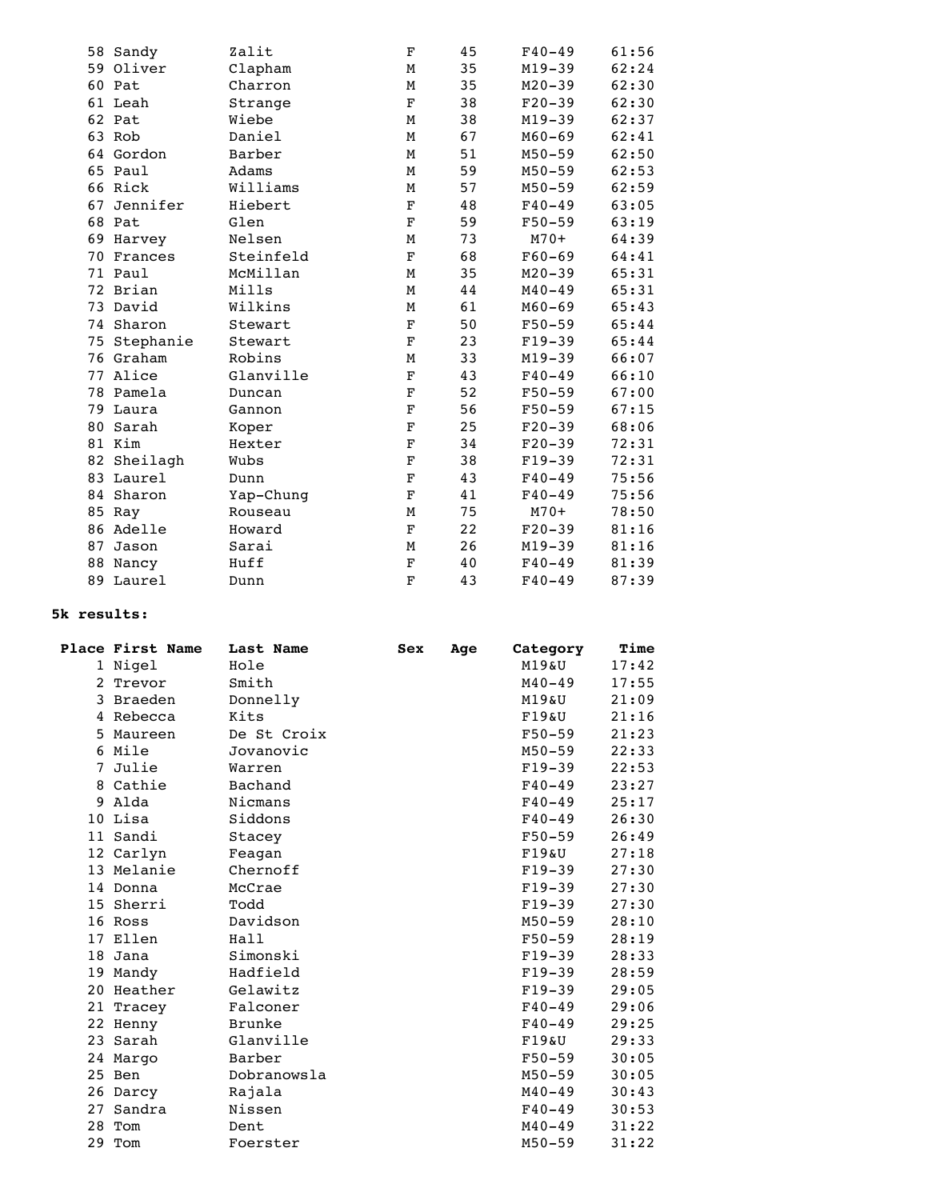| Place | First Name | Last Name | Sex | Age | Category | Time |
|---|---|---|---|---|---|---|
| 58 | Sandy | Zalit | F | 45 | F40-49 | 61:56 |
| 59 | Oliver | Clapham | M | 35 | M19-39 | 62:24 |
| 60 | Pat | Charron | M | 35 | M20-39 | 62:30 |
| 61 | Leah | Strange | F | 38 | F20-39 | 62:30 |
| 62 | Pat | Wiebe | M | 38 | M19-39 | 62:37 |
| 63 | Rob | Daniel | M | 67 | M60-69 | 62:41 |
| 64 | Gordon | Barber | M | 51 | M50-59 | 62:50 |
| 65 | Paul | Adams | M | 59 | M50-59 | 62:53 |
| 66 | Rick | Williams | M | 57 | M50-59 | 62:59 |
| 67 | Jennifer | Hiebert | F | 48 | F40-49 | 63:05 |
| 68 | Pat | Glen | F | 59 | F50-59 | 63:19 |
| 69 | Harvey | Nelsen | M | 73 | M70+ | 64:39 |
| 70 | Frances | Steinfeld | F | 68 | F60-69 | 64:41 |
| 71 | Paul | McMillan | M | 35 | M20-39 | 65:31 |
| 72 | Brian | Mills | M | 44 | M40-49 | 65:31 |
| 73 | David | Wilkins | M | 61 | M60-69 | 65:43 |
| 74 | Sharon | Stewart | F | 50 | F50-59 | 65:44 |
| 75 | Stephanie | Stewart | F | 23 | F19-39 | 65:44 |
| 76 | Graham | Robins | M | 33 | M19-39 | 66:07 |
| 77 | Alice | Glanville | F | 43 | F40-49 | 66:10 |
| 78 | Pamela | Duncan | F | 52 | F50-59 | 67:00 |
| 79 | Laura | Gannon | F | 56 | F50-59 | 67:15 |
| 80 | Sarah | Koper | F | 25 | F20-39 | 68:06 |
| 81 | Kim | Hexter | F | 34 | F20-39 | 72:31 |
| 82 | Sheilagh | Wubs | F | 38 | F19-39 | 72:31 |
| 83 | Laurel | Dunn | F | 43 | F40-49 | 75:56 |
| 84 | Sharon | Yap-Chung | F | 41 | F40-49 | 75:56 |
| 85 | Ray | Rouseau | M | 75 | M70+ | 78:50 |
| 86 | Adelle | Howard | F | 22 | F20-39 | 81:16 |
| 87 | Jason | Sarai | M | 26 | M19-39 | 81:16 |
| 88 | Nancy | Huff | F | 40 | F40-49 | 81:39 |
| 89 | Laurel | Dunn | F | 43 | F40-49 | 87:39 |

**5k results:**

| Place | First Name | Last Name | Sex | Age | Category | Time |
|---|---|---|---|---|---|---|
| 1 | Nigel | Hole | | | M19&U | 17:42 |
| 2 | Trevor | Smith | | | M40-49 | 17:55 |
| 3 | Braeden | Donnelly | | | M19&U | 21:09 |
| 4 | Rebecca | Kits | | | F19&U | 21:16 |
| 5 | Maureen | De St Croix | | | F50-59 | 21:23 |
| 6 | Mile | Jovanovic | | | M50-59 | 22:33 |
| 7 | Julie | Warren | | | F19-39 | 22:53 |
| 8 | Cathie | Bachand | | | F40-49 | 23:27 |
| 9 | Alda | Nicmans | | | F40-49 | 25:17 |
| 10 | Lisa | Siddons | | | F40-49 | 26:30 |
| 11 | Sandi | Stacey | | | F50-59 | 26:49 |
| 12 | Carlyn | Feagan | | | F19&U | 27:18 |
| 13 | Melanie | Chernoff | | | F19-39 | 27:30 |
| 14 | Donna | McCrae | | | F19-39 | 27:30 |
| 15 | Sherri | Todd | | | F19-39 | 27:30 |
| 16 | Ross | Davidson | | | M50-59 | 28:10 |
| 17 | Ellen | Hall | | | F50-59 | 28:19 |
| 18 | Jana | Simonski | | | F19-39 | 28:33 |
| 19 | Mandy | Hadfield | | | F19-39 | 28:59 |
| 20 | Heather | Gelawitz | | | F19-39 | 29:05 |
| 21 | Tracey | Falconer | | | F40-49 | 29:06 |
| 22 | Henny | Brunke | | | F40-49 | 29:25 |
| 23 | Sarah | Glanville | | | F19&U | 29:33 |
| 24 | Margo | Barber | | | F50-59 | 30:05 |
| 25 | Ben | Dobranowsla | | | M50-59 | 30:05 |
| 26 | Darcy | Rajala | | | M40-49 | 30:43 |
| 27 | Sandra | Nissen | | | F40-49 | 30:53 |
| 28 | Tom | Dent | | | M40-49 | 31:22 |
| 29 | Tom | Foerster | | | M50-59 | 31:22 |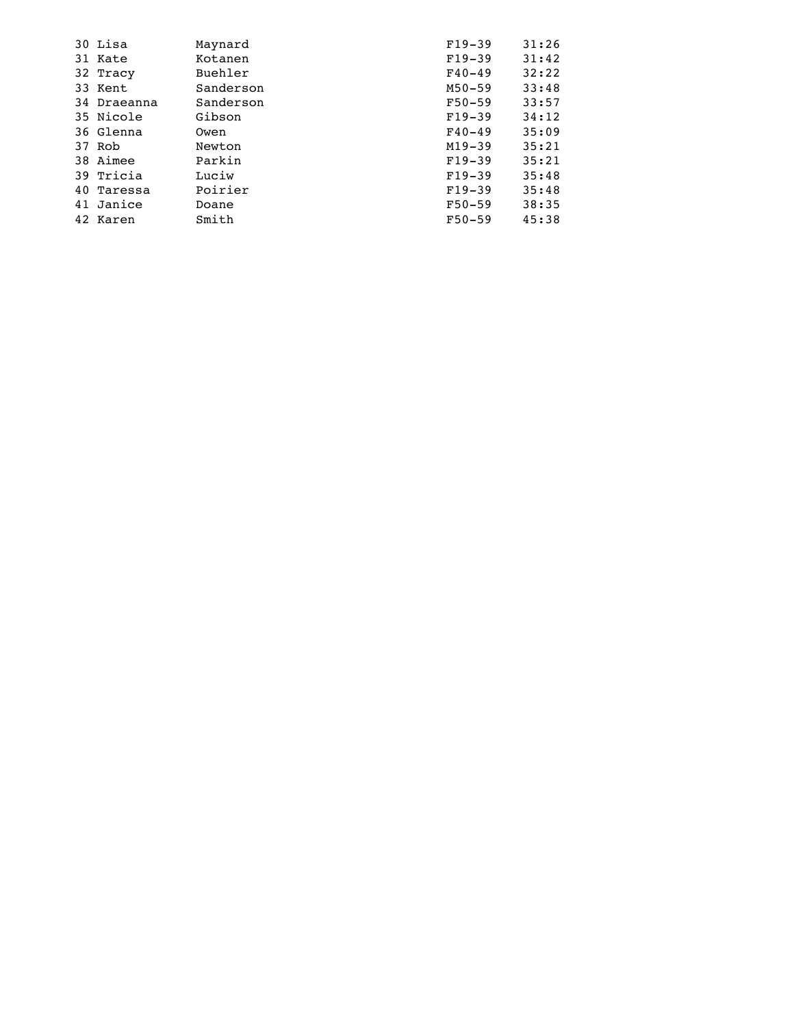| | | | | |
|---|---|---|---|---|
| 30 | Lisa | Maynard | F19-39 | 31:26 |
| 31 | Kate | Kotanen | F19-39 | 31:42 |
| 32 | Tracy | Buehler | F40-49 | 32:22 |
| 33 | Kent | Sanderson | M50-59 | 33:48 |
| 34 | Draeanna | Sanderson | F50-59 | 33:57 |
| 35 | Nicole | Gibson | F19-39 | 34:12 |
| 36 | Glenna | Owen | F40-49 | 35:09 |
| 37 | Rob | Newton | M19-39 | 35:21 |
| 38 | Aimee | Parkin | F19-39 | 35:21 |
| 39 | Tricia | Luciw | F19-39 | 35:48 |
| 40 | Taressa | Poirier | F19-39 | 35:48 |
| 41 | Janice | Doane | F50-59 | 38:35 |
| 42 | Karen | Smith | F50-59 | 45:38 |